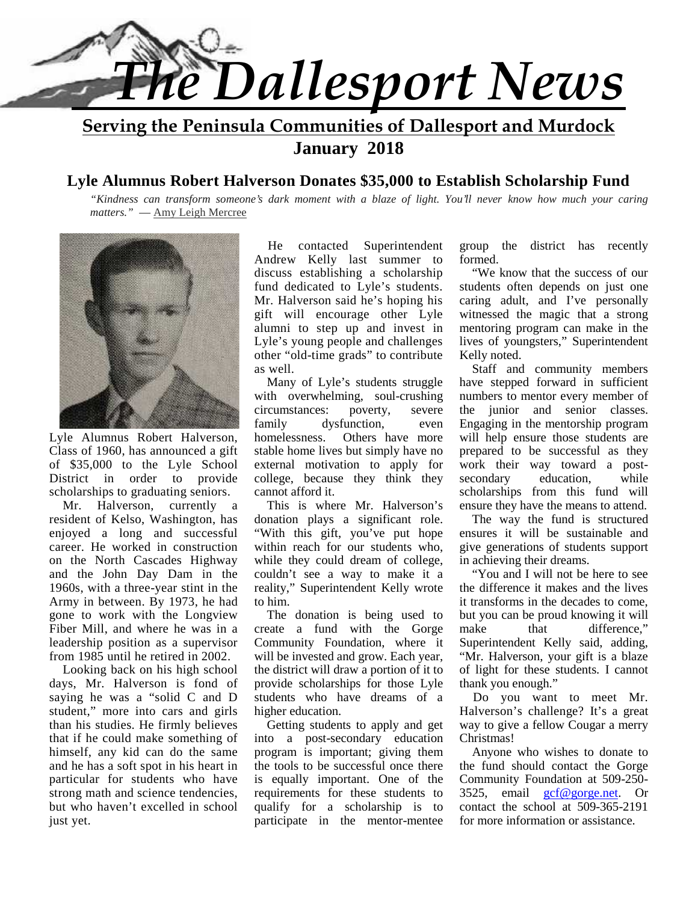# The Dallesport News

**Serving the Peninsula Communities of Dallesport and Murdock**

**January 2018**

## Lyle Alumnus Robert Halverson Donates $35,000 to Establish Scholarship Fund

*"Kindness can transform someone's dark moment with a blaze of light. You'll never know how much your caring matters."* — Amy Leigh Mercree

Lyle Alumnus Robert Halverson, Class of 1960, has announced a gift of $35,000 to the Lyle School District in order to provide scholarships to graduating seniors.

Mr. Halverson, currently a resident of Kelso, Washington, has enjoyed a long and successful career. He worked in construction on the North Cascades Highway and the John Day Dam in the 1960s, with a three-year stint in the Army in between. By 1973, he had gone to work with the Longview Fiber Mill, and where he was in a leadership position as a supervisor from 1985 until he retired in 2002.

Looking back on his high school days, Mr. Halverson is fond of saying he was a "solid C and D student," more into cars and girls than his studies. He firmly believes that if he could make something of himself, any kid can do the same and he has a soft spot in his heart in particular for students who have strong math and science tendencies, but who haven't excelled in school just yet.

He contacted Superintendent Andrew Kelly last summer to discuss establishing a scholarship fund dedicated to Lyle's students. Mr. Halverson said he's hoping his gift will encourage other Lyle alumni to step up and invest in Lyle's young people and challenges other "old-time grads" to contribute as well.

Many of Lyle's students struggle with overwhelming, soul-crushing circumstances: poverty, severe family dysfunction, even homelessness. Others have more stable home lives but simply have no external motivation to apply for college, because they think they cannot afford it.

This is where Mr. Halverson's donation plays a significant role. "With this gift, you've put hope within reach for our students who, while they could dream of college, couldn't see a way to make it a reality," Superintendent Kelly wrote to him.

The donation is being used to create a fund with the Gorge Community Foundation, where it will be invested and grow. Each year, the district will draw a portion of it to provide scholarships for those Lyle students who have dreams of a higher education.

Getting students to apply and get into a post-secondary education program is important; giving them the tools to be successful once there is equally important. One of the requirements for these students to qualify for a scholarship is to participate in the mentor-mentee group the district has recently formed.

"We know that the success of our students often depends on just one caring adult, and I've personally witnessed the magic that a strong mentoring program can make in the lives of youngsters," Superintendent Kelly noted.

Staff and community members have stepped forward in sufficient numbers to mentor every member of the junior and senior classes. Engaging in the mentorship program will help ensure those students are prepared to be successful as they work their way toward a post-secondary education, while scholarships from this fund will ensure they have the means to attend.

The way the fund is structured ensures it will be sustainable and give generations of students support in achieving their dreams.

"You and I will not be here to see the difference it makes and the lives it transforms in the decades to come, but you can be proud knowing it will make that difference," Superintendent Kelly said, adding, "Mr. Halverson, your gift is a blaze of light for these students. I cannot thank you enough."

Do you want to meet Mr. Halverson's challenge? It's a great way to give a fellow Cougar a merry Christmas!

Anyone who wishes to donate to the fund should contact the Gorge Community Foundation at 509-250-3525, email gcf@gorge.net. Or contact the school at 509-365-2191 for more information or assistance.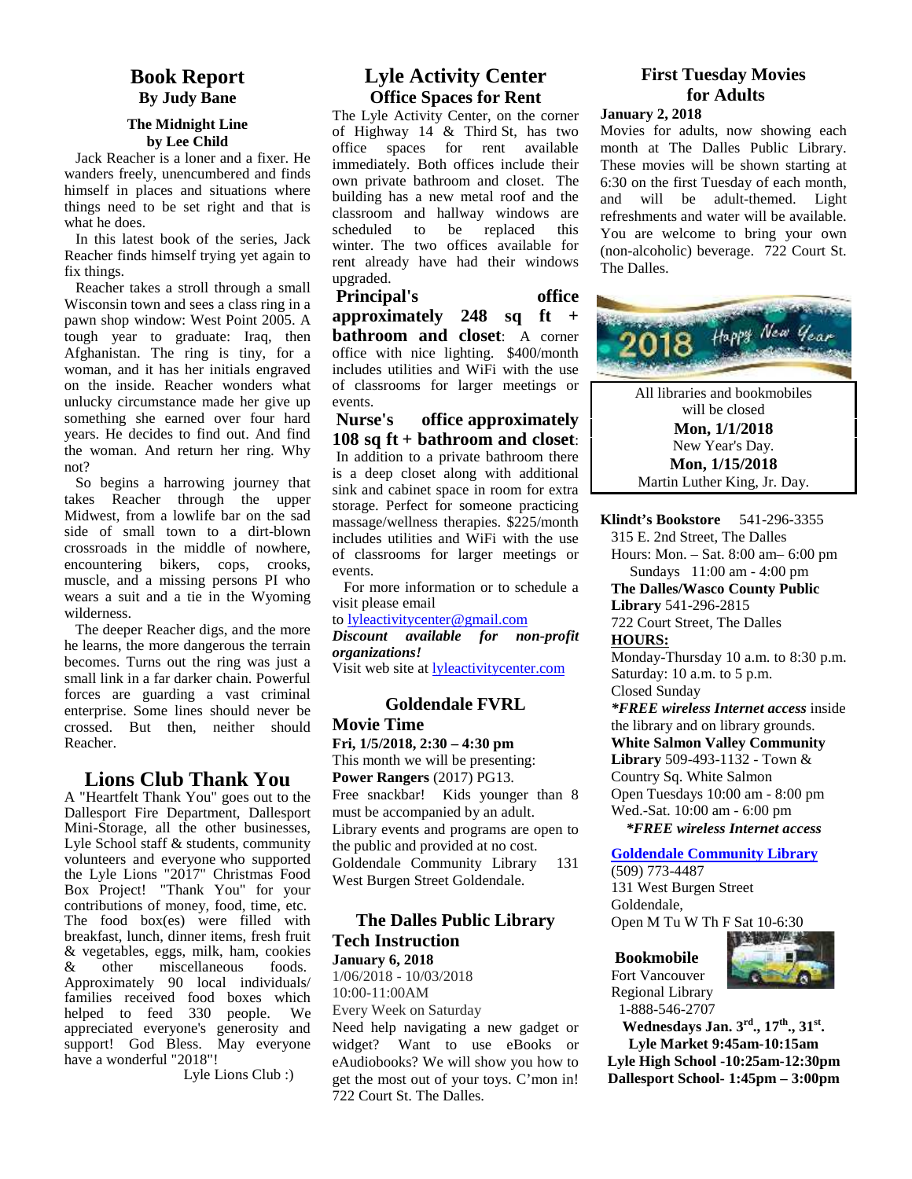## Book Report
**By Judy Bane**

**The Midnight Line**
**by Lee Child**

Jack Reacher is a loner and a fixer. He wanders freely, unencumbered and finds himself in places and situations where things need to be set right and that is what he does.

In this latest book of the series, Jack Reacher finds himself trying yet again to fix things.

Reacher takes a stroll through a small Wisconsin town and sees a class ring in a pawn shop window: West Point 2005. A tough year to graduate: Iraq, then Afghanistan. The ring is tiny, for a woman, and it has her initials engraved on the inside. Reacher wonders what unlucky circumstance made her give up something she earned over four hard years. He decides to find out. And find the woman. And return her ring. Why not?

So begins a harrowing journey that takes Reacher through the upper Midwest, from a lowlife bar on the sad side of small town to a dirt-blown crossroads in the middle of nowhere, encountering bikers, cops, crooks, muscle, and a missing persons PI who wears a suit and a tie in the Wyoming wilderness.

The deeper Reacher digs, and the more he learns, the more dangerous the terrain becomes. Turns out the ring was just a small link in a far darker chain. Powerful forces are guarding a vast criminal enterprise. Some lines should never be crossed. But then, neither should Reacher.

## Lions Club Thank You

A "Heartfelt Thank You" goes out to the Dallesport Fire Department, Dallesport Mini-Storage, all the other businesses, Lyle School staff & students, community volunteers and everyone who supported the Lyle Lions "2017" Christmas Food Box Project! "Thank You" for your contributions of money, food, time, etc. The food box(es) were filled with breakfast, lunch, dinner items, fresh fruit & vegetables, eggs, milk, ham, cookies & other miscellaneous foods. Approximately 90 local individuals/ families received food boxes which helped to feed 330 people. We appreciated everyone's generosity and support! God Bless. May everyone have a wonderful "2018"!

Lyle Lions Club :)

## Lyle Activity Center
**Office Spaces for Rent**

The Lyle Activity Center, on the corner of Highway 14 & Third St, has two office spaces for rent available immediately. Both offices include their own private bathroom and closet. The building has a new metal roof and the classroom and hallway windows are scheduled to be replaced this winter. The two offices available for rent already have had their windows upgraded.

**Principal's office approximately 248 sq ft + bathroom and closet**: A corner office with nice lighting. $400/month includes utilities and WiFi with the use of classrooms for larger meetings or events.

**Nurse's office approximately 108 sq ft + bathroom and closet**: In addition to a private bathroom there is a deep closet along with additional sink and cabinet space in room for extra storage. Perfect for someone practicing massage/wellness therapies. $225/month includes utilities and WiFi with the use of classrooms for larger meetings or events.

For more information or to schedule a visit please email to lyleactivitycenter@gmail.com

***Discount available for non-profit organizations!***

Visit web site at lyleactivitycenter.com

## Goldendale FVRL
### Movie Time

**Fri, 1/5/2018, 2:30 – 4:30 pm**

This month we will be presenting: **Power Rangers** (2017) PG13.

Free snackbar! Kids younger than 8 must be accompanied by an adult. Library events and programs are open to the public and provided at no cost. Goldendale Community Library 131 West Burgen Street Goldendale.

## The Dalles Public Library
### Tech Instruction

**January 6, 2018**

1/06/2018 - 10/03/2018
10:00-11:00AM
Every Week on Saturday

Need help navigating a new gadget or widget? Want to use eBooks or eAudiobooks? We will show you how to get the most out of your toys. C'mon in! 722 Court St. The Dalles.

## First Tuesday Movies for Adults

**January 2, 2018**

Movies for adults, now showing each month at The Dalles Public Library. These movies will be shown starting at 6:30 on the first Tuesday of each month, and will be adult-themed. Light refreshments and water will be available. You are welcome to bring your own (non-alcoholic) beverage. 722 Court St. The Dalles.

2018 Happy New Year

All libraries and bookmobiles will be closed
**Mon, 1/1/2018**
New Year's Day.
**Mon, 1/15/2018**
Martin Luther King, Jr. Day.

**Klindt's Bookstore** 541-296-3355
315 E. 2nd Street, The Dalles
Hours: Mon. – Sat. 8:00 am– 6:00 pm
Sundays 11:00 am - 4:00 pm

**The Dalles/Wasco County Public Library** 541-296-2815
722 Court Street, The Dalles
**HOURS:**
Monday-Thursday 10 a.m. to 8:30 p.m.
Saturday: 10 a.m. to 5 p.m.
Closed Sunday
***FREE wireless Internet access** inside the library and on library grounds.

**White Salmon Valley Community Library** 509-493-1132 - Town & Country Sq. White Salmon
Open Tuesdays 10:00 am - 8:00 pm
Wed.-Sat. 10:00 am - 6:00 pm
***FREE wireless Internet access***

**Goldendale Community Library**
(509) 773-4487
131 West Burgen Street
Goldendale,
Open M Tu W Th F Sat 10-6:30

**Bookmobile**
Fort Vancouver Regional Library
1-888-546-2707
**Wednesdays Jan. 3rd., 17th., 31st.**
**Lyle Market 9:45am-10:15am**
**Lyle High School -10:25am-12:30pm**
**Dallesport School- 1:45pm – 3:00pm**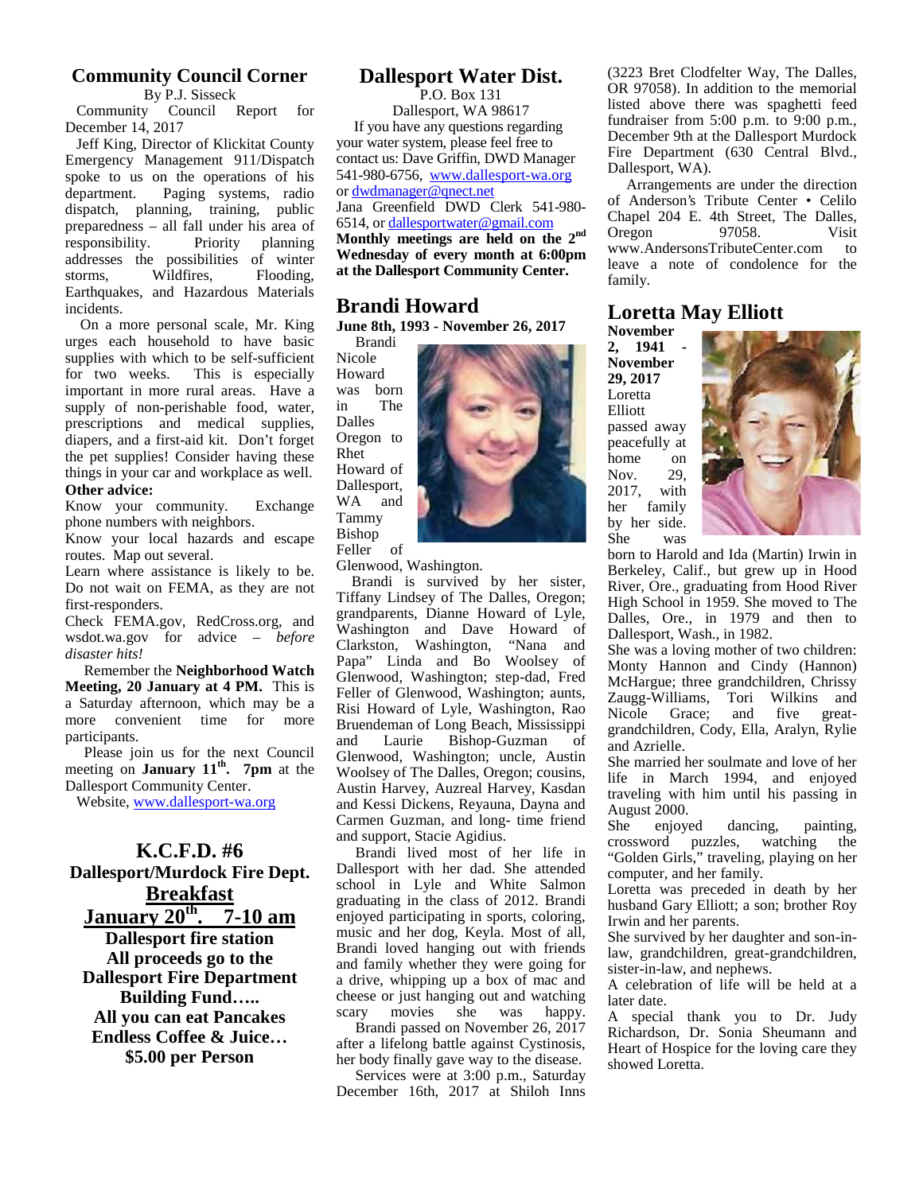## Community Council Corner

By P.J. Sisseck

Community Council Report for December 14, 2017

Jeff King, Director of Klickitat County Emergency Management 911/Dispatch spoke to us on the operations of his department. Paging systems, radio dispatch, planning, training, public preparedness – all fall under his area of responsibility. Priority planning addresses the possibilities of winter storms, Wildfires, Flooding, Earthquakes, and Hazardous Materials incidents.

On a more personal scale, Mr. King urges each household to have basic supplies with which to be self-sufficient for two weeks. This is especially important in more rural areas. Have a supply of non-perishable food, water, prescriptions and medical supplies, diapers, and a first-aid kit. Don't forget the pet supplies! Consider having these things in your car and workplace as well.

**Other advice:**

Know your community. Exchange phone numbers with neighbors.

Know your local hazards and escape routes. Map out several.

Learn where assistance is likely to be. Do not wait on FEMA, as they are not first-responders.

Check FEMA.gov, RedCross.org, and wsdot.wa.gov for advice – *before disaster hits!*

Remember the **Neighborhood Watch Meeting, 20 January at 4 PM.** This is a Saturday afternoon, which may be a more convenient time for more participants.

Please join us for the next Council meeting on **January 11th. 7pm** at the Dallesport Community Center.

Website, www.dallesport-wa.org

## K.C.F.D. #6

**Dallesport/Murdock Fire Dept.**

**Breakfast**

**January 20th. 7-10 am**

**Dallesport fire station**

**All proceeds go to the Dallesport Fire Department Building Fund…..**

**All you can eat Pancakes**

**Endless Coffee & Juice…**

**$5.00 per Person**

## Dallesport Water Dist.

P.O. Box 131

Dallesport, WA 98617

If you have any questions regarding your water system, please feel free to contact us: Dave Griffin, DWD Manager 541-980-6756, www.dallesport-wa.org or dwdmanager@qnect.net

Jana Greenfield DWD Clerk 541-980-6514, or dallesportwater@gmail.com

**Monthly meetings are held on the 2nd Wednesday of every month at 6:00pm at the Dallesport Community Center.**

## Brandi Howard

**June 8th, 1993 - November 26, 2017**

Brandi Nicole Howard was born in The Dalles Oregon to Rhet Howard of Dallesport, WA and Tammy Bishop Feller of Glenwood, Washington.

Brandi is survived by her sister, Tiffany Lindsey of The Dalles, Oregon; grandparents, Dianne Howard of Lyle, Washington and Dave Howard of Clarkston, Washington, "Nana and Papa" Linda and Bo Woolsey of Glenwood, Washington; step-dad, Fred Feller of Glenwood, Washington; aunts, Risi Howard of Lyle, Washington, Rao Bruendeman of Long Beach, Mississippi and Laurie Bishop-Guzman of Glenwood, Washington; uncle, Austin Woolsey of The Dalles, Oregon; cousins, Austin Harvey, Auzreal Harvey, Kasdan and Kessi Dickens, Reyauna, Dayna and Carmen Guzman, and long- time friend and support, Stacie Agidius.

Brandi lived most of her life in Dallesport with her dad. She attended school in Lyle and White Salmon graduating in the class of 2012. Brandi enjoyed participating in sports, coloring, music and her dog, Keyla. Most of all, Brandi loved hanging out with friends and family whether they were going for a drive, whipping up a box of mac and cheese or just hanging out and watching scary movies she was happy.

Brandi passed on November 26, 2017 after a lifelong battle against Cystinosis, her body finally gave way to the disease.

Services were at 3:00 p.m., Saturday December 16th, 2017 at Shiloh Inns (3223 Bret Clodfelter Way, The Dalles, OR 97058). In addition to the memorial listed above there was spaghetti feed fundraiser from 5:00 p.m. to 9:00 p.m., December 9th at the Dallesport Murdock Fire Department (630 Central Blvd., Dallesport, WA).

Arrangements are under the direction of Anderson's Tribute Center • Celilo Chapel 204 E. 4th Street, The Dalles, Oregon 97058. Visit www.AndersonsTributeCenter.com to leave a note of condolence for the family.

## Loretta May Elliott

**November 2, 1941 - November 29, 2017**

Loretta Elliott passed away peacefully at home on Nov. 29, 2017, with her family by her side. She was born to Harold and Ida (Martin) Irwin in Berkeley, Calif., but grew up in Hood River, Ore., graduating from Hood River High School in 1959. She moved to The Dalles, Ore., in 1979 and then to Dallesport, Wash., in 1982.

She was a loving mother of two children: Monty Hannon and Cindy (Hannon) McHargue; three grandchildren, Chrissy Zaugg-Williams, Tori Wilkins and Nicole Grace; and five great-grandchildren, Cody, Ella, Aralyn, Rylie and Azrielle.

She married her soulmate and love of her life in March 1994, and enjoyed traveling with him until his passing in August 2000.

She enjoyed dancing, painting, crossword puzzles, watching the "Golden Girls," traveling, playing on her computer, and her family.

Loretta was preceded in death by her husband Gary Elliott; a son; brother Roy Irwin and her parents.

She survived by her daughter and son-in-law, grandchildren, great-grandchildren, sister-in-law, and nephews.

A celebration of life will be held at a later date.

A special thank you to Dr. Judy Richardson, Dr. Sonia Sheumann and Heart of Hospice for the loving care they showed Loretta.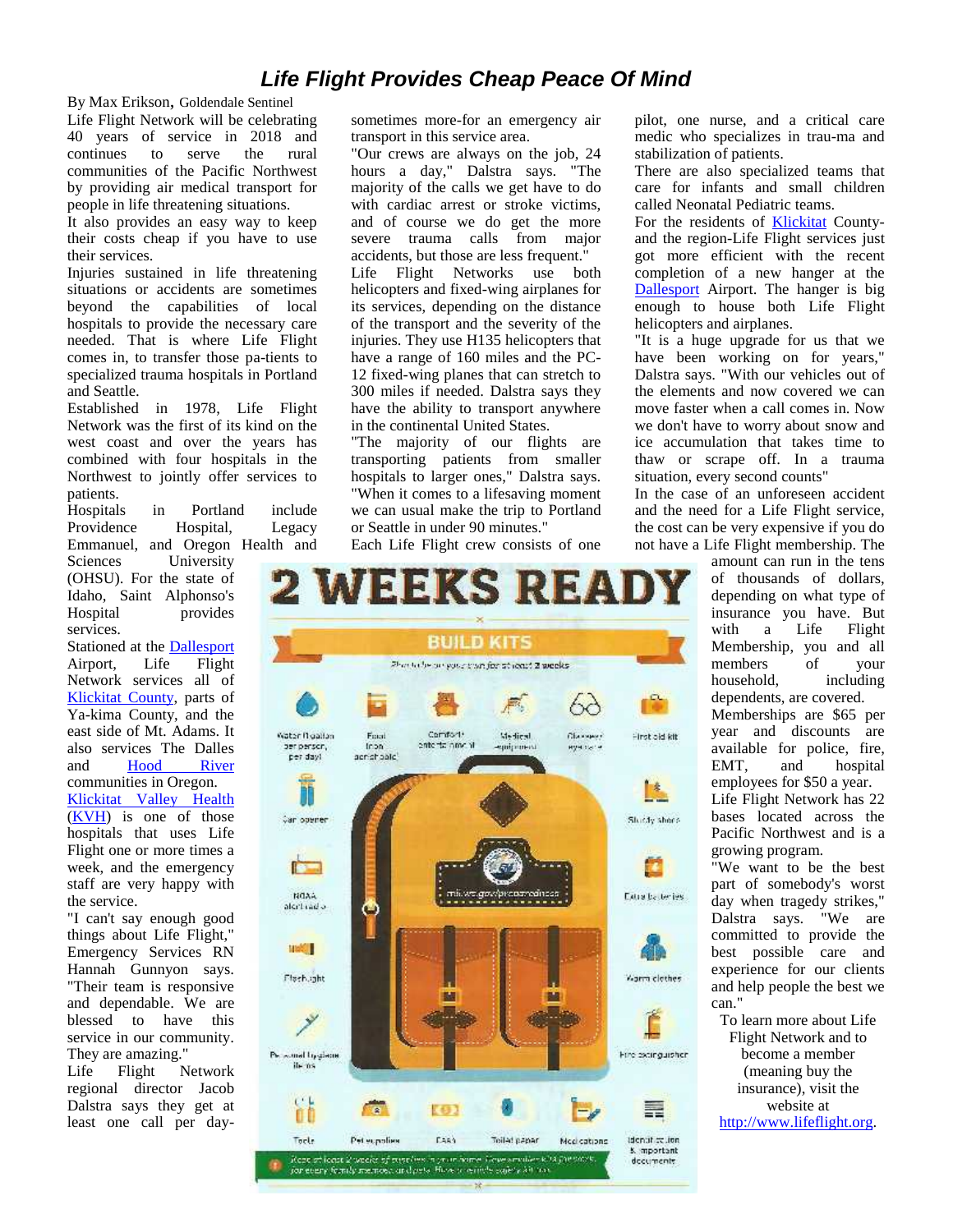# *Life Flight Provides Cheap Peace Of Mind*

By Max Erikson, Goldendale Sentinel

Life Flight Network will be celebrating 40 years of service in 2018 and continues to serve the rural communities of the Pacific Northwest by providing air medical transport for people in life threatening situations.

It also provides an easy way to keep their costs cheap if you have to use their services.

Injuries sustained in life threatening situations or accidents are sometimes beyond the capabilities of local hospitals to provide the necessary care needed. That is where Life Flight comes in, to transfer those pa-tients to specialized trauma hospitals in Portland and Seattle.

Established in 1978, Life Flight Network was the first of its kind on the west coast and over the years has combined with four hospitals in the Northwest to jointly offer services to patients.

Hospitals in Portland include Providence Hospital, Legacy Emmanuel, and Oregon Health and Sciences University (OHSU). For the state of Idaho, Saint Alphonso's Hospital provides services.

Stationed at the [Dallesport](#) Airport, Life Flight Network services all of [Klickitat County](#), parts of Ya-kima County, and the east side of Mt. Adams. It also services The Dalles and [Hood River](#) communities in Oregon.

[Klickitat Valley Health](#) ([KVH](#)) is one of those hospitals that uses Life Flight one or more times a week, and the emergency staff are very happy with the service.

"I can't say enough good things about Life Flight," Emergency Services RN Hannah Gunnyon says. "Their team is responsive and dependable. We are blessed to have this service in our community. They are amazing."

Life Flight Network regional director Jacob Dalstra says they get at least one call per day-sometimes more-for an emergency air transport in this service area.

"Our crews are always on the job, 24 hours a day," Dalstra says. "The majority of the calls we get have to do with cardiac arrest or stroke victims, and of course we do get the more severe trauma calls from major accidents, but those are less frequent."

Life Flight Networks use both helicopters and fixed-wing airplanes for its services, depending on the distance of the transport and the severity of the injuries. They use H135 helicopters that have a range of 160 miles and the PC-12 fixed-wing planes that can stretch to 300 miles if needed. Dalstra says they have the ability to transport anywhere in the continental United States.

"The majority of our flights are transporting patients from smaller hospitals to larger ones," Dalstra says. "When it comes to a lifesaving moment we can usual make the trip to Portland or Seattle in under 90 minutes."

Each Life Flight crew consists of one pilot, one nurse, and a critical care medic who specializes in trau-ma and stabilization of patients.

There are also specialized teams that care for infants and small children called Neonatal Pediatric teams.

For the residents of [Klickitat](#) County-and the region-Life Flight services just got more efficient with the recent completion of a new hanger at the [Dallesport](#) Airport. The hanger is big enough to house both Life Flight helicopters and airplanes.

"It is a huge upgrade for us that we have been working on for years," Dalstra says. "With our vehicles out of the elements and now covered we can move faster when a call comes in. Now we don't have to worry about snow and ice accumulation that takes time to thaw or scrape off. In a trauma situation, every second counts"

In the case of an unforeseen accident and the need for a Life Flight service, the cost can be very expensive if you do not have a Life Flight membership. The amount can run in the tens of thousands of dollars, depending on what type of insurance you have. But with a Life Flight Membership, you and all members of your household, including dependents, are covered. Memberships are $65 per year and discounts are available for police, fire, EMT, and hospital employees for $50 a year.

Life Flight Network has 22 bases located across the Pacific Northwest and is a growing program.

"We want to be the best part of somebody's worst day when tragedy strikes," Dalstra says. "We are committed to provide the best possible care and experience for our clients and help people the best we can."

To learn more about Life Flight Network and to become a member (meaning buy the insurance), visit the website at [http://www.lifeflight.org](http://www.lifeflight.org).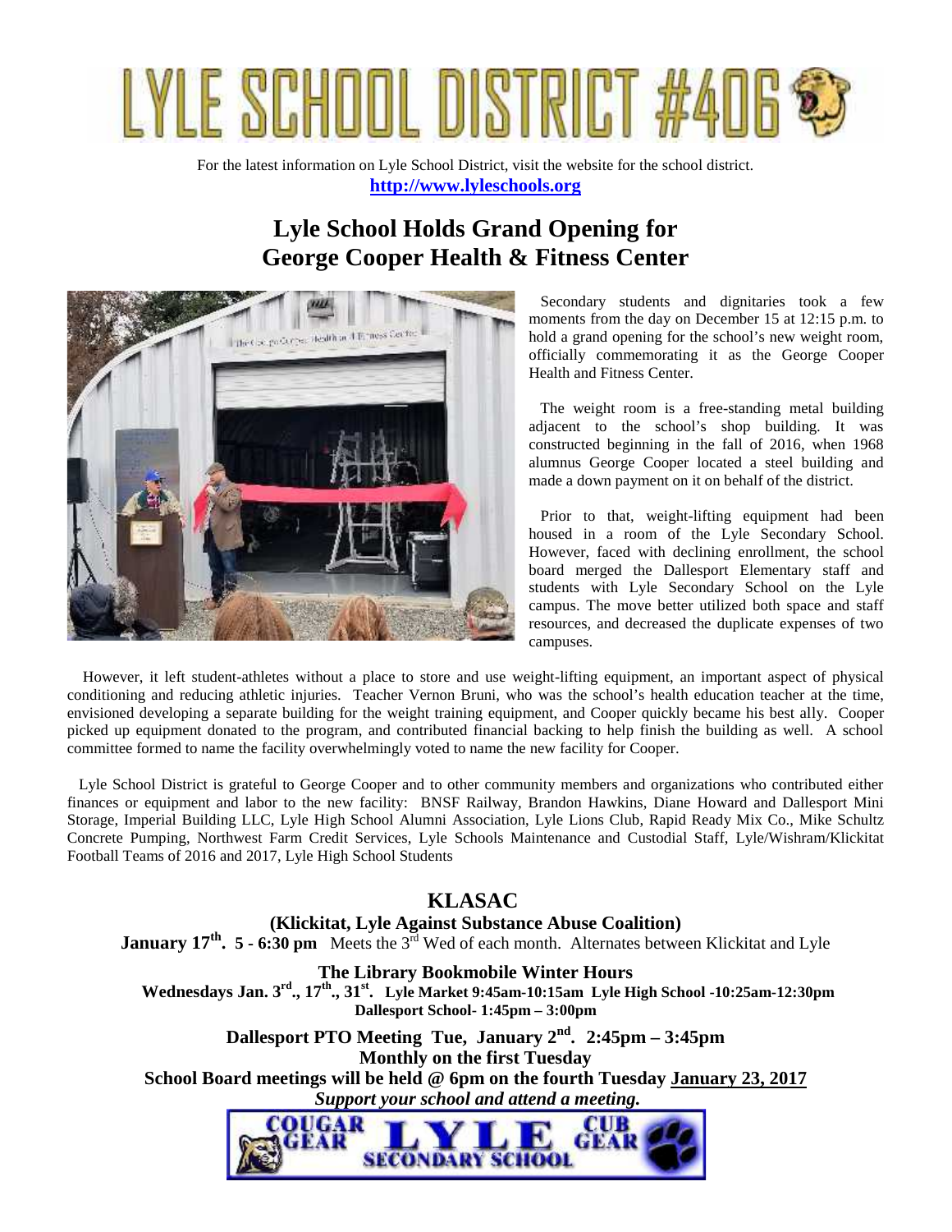# LYLE SCHOOL DISTRICT #406

For the latest information on Lyle School District, visit the website for the school district.
**http://www.lyleschools.org**

## Lyle School Holds Grand Opening for George Cooper Health & Fitness Center

Secondary students and dignitaries took a few moments from the day on December 15 at 12:15 p.m. to hold a grand opening for the school's new weight room, officially commemorating it as the George Cooper Health and Fitness Center.

The weight room is a free-standing metal building adjacent to the school's shop building. It was constructed beginning in the fall of 2016, when 1968 alumnus George Cooper located a steel building and made a down payment on it on behalf of the district.

Prior to that, weight-lifting equipment had been housed in a room of the Lyle Secondary School. However, faced with declining enrollment, the school board merged the Dallesport Elementary staff and students with Lyle Secondary School on the Lyle campus. The move better utilized both space and staff resources, and decreased the duplicate expenses of two campuses.

However, it left student-athletes without a place to store and use weight-lifting equipment, an important aspect of physical conditioning and reducing athletic injuries. Teacher Vernon Bruni, who was the school's health education teacher at the time, envisioned developing a separate building for the weight training equipment, and Cooper quickly became his best ally. Cooper picked up equipment donated to the program, and contributed financial backing to help finish the building as well. A school committee formed to name the facility overwhelmingly voted to name the new facility for Cooper.

Lyle School District is grateful to George Cooper and to other community members and organizations who contributed either finances or equipment and labor to the new facility: BNSF Railway, Brandon Hawkins, Diane Howard and Dallesport Mini Storage, Imperial Building LLC, Lyle High School Alumni Association, Lyle Lions Club, Rapid Ready Mix Co., Mike Schultz Concrete Pumping, Northwest Farm Credit Services, Lyle Schools Maintenance and Custodial Staff, Lyle/Wishram/Klickitat Football Teams of 2016 and 2017, Lyle High School Students

## KLASAC

**(Klickitat, Lyle Against Substance Abuse Coalition)**

**January 17th. 5 - 6:30 pm** Meets the 3rd Wed of each month. Alternates between Klickitat and Lyle

**The Library Bookmobile Winter Hours**

**Wednesdays Jan. 3rd., 17th., 31st. Lyle Market 9:45am-10:15am Lyle High School -10:25am-12:30pm Dallesport School- 1:45pm – 3:00pm**

**Dallesport PTO Meeting Tue, January 2nd. 2:45pm – 3:45pm**
**Monthly on the first Tuesday**

**School Board meetings will be held @ 6pm on the fourth Tuesday January 23, 2017**

***Support your school and attend a meeting.***

COUGAR GEAR LYLE SECONDARY SCHOOL CUB GEAR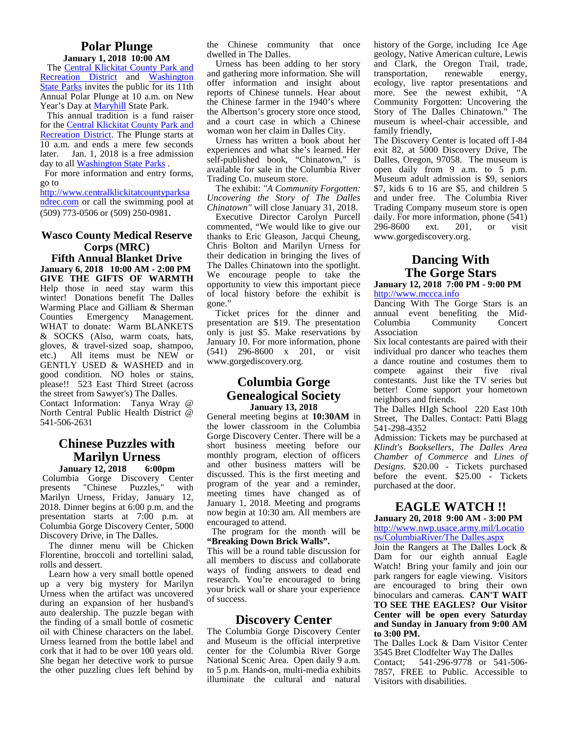## Polar Plunge

**January 1, 2018 10:00 AM**

The Central Klickitat County Park and Recreation District and Washington State Parks invites the public for its 11th Annual Polar Plunge at 10 a.m. on New Year's Day at Maryhill State Park.

This annual tradition is a fund raiser for the Central Klickitat County Park and Recreation District. The Plunge starts at 10 a.m. and ends a mere few seconds later. Jan. 1, 2018 is a free admission day to all Washington State Parks .

For more information and entry forms, go to http://www.centralklickitatcountyparksandrec.com or call the swimming pool at (509) 773-0506 or (509) 250-0981.

## Wasco County Medical Reserve Corps (MRC)

### Fifth Annual Blanket Drive

**January 6, 2018 10:00 AM - 2:00 PM**

**GIVE THE GIFTS OF WARMTH**

Help those in need stay warm this winter! Donations benefit The Dalles Warming Place and Gilliam & Sherman Counties Emergency Management. WHAT to donate: Warm BLANKETS & SOCKS (Also, warm coats, hats, gloves, & travel-sized soap, shampoo, etc.) All items must be NEW or GENTLY USED & WASHED and in good condition. NO holes or stains, please!! 523 East Third Street (across the street from Sawyer's) The Dalles.

Contact Information: Tanya Wray @ North Central Public Health District @ 541-506-2631

## Chinese Puzzles with Marilyn Urness

**January 12, 2018 6:00pm**

Columbia Gorge Discovery Center presents "Chinese Puzzles," with Marilyn Urness, Friday, January 12, 2018. Dinner begins at 6:00 p.m. and the presentation starts at 7:00 p.m. at Columbia Gorge Discovery Center, 5000 Discovery Drive, in The Dalles.

The dinner menu will be Chicken Florentine, broccoli and tortellini salad, rolls and dessert.

Learn how a very small bottle opened up a very big mystery for Marilyn Urness when the artifact was uncovered during an expansion of her husband's auto dealership. The puzzle began with the finding of a small bottle of cosmetic oil with Chinese characters on the label. Urness learned from the bottle label and cork that it had to be over 100 years old. She began her detective work to pursue the other puzzling clues left behind by the Chinese community that once dwelled in The Dalles.

Urness has been adding to her story and gathering more information. She will offer information and insight about reports of Chinese tunnels. Hear about the Chinese farmer in the 1940's where the Albertson's grocery store once stood, and a court case in which a Chinese woman won her claim in Dalles City.

Urness has written a book about her experiences and what she's learned. Her self-published book, "Chinatown," is available for sale in the Columbia River Trading Co. museum store.

The exhibit: *"A Community Forgotten: Uncovering the Story of The Dalles Chinatown"* will close January 31, 2018.

Executive Director Carolyn Purcell commented, "We would like to give our thanks to Eric Gleason, Jacqui Cheung, Chris Bolton and Marilyn Urness for their dedication in bringing the lives of The Dalles Chinatown into the spotlight. We encourage people to take the opportunity to view this important piece of local history before the exhibit is gone."

Ticket prices for the dinner and presentation are $19. The presentation only is just $5. Make reservations by January 10. For more information, phone (541) 296-8600 x 201, or visit www.gorgediscovery.org.

## Columbia Gorge Genealogical Society

**January 13, 2018**

General meeting begins at **10:30AM** in the lower classroom in the Columbia Gorge Discovery Center. There will be a short business meeting before our monthly program, election of officers and other business matters will be discussed. This is the first meeting and program of the year and a reminder, meeting times have changed as of January 1, 2018. Meeting and programs now begin at 10:30 am. All members are encouraged to attend.

The program for the month will be **"Breaking Down Brick Walls".**

This will be a round table discussion for all members to discuss and collaborate ways of finding answers to dead end research. You're encouraged to bring your brick wall or share your experience of success.

## Discovery Center

The Columbia Gorge Discovery Center and Museum is the official interpretive center for the Columbia River Gorge National Scenic Area. Open daily 9 a.m. to 5 p.m. Hands-on, multi-media exhibits illuminate the cultural and natural history of the Gorge, including Ice Age geology, Native American culture, Lewis and Clark, the Oregon Trail, trade, transportation, renewable energy, ecology, live raptor presentations and more. See the newest exhibit, "A Community Forgotten: Uncovering the Story of The Dalles Chinatown." The museum is wheel-chair accessible, and family friendly,

The Discovery Center is located off I-84 exit 82, at 5000 Discovery Drive, The Dalles, Oregon, 97058. The museum is open daily from 9 a.m. to 5 p.m. Museum adult admission is $9, seniors $7, kids 6 to 16 are $5, and children 5 and under free. The Columbia River Trading Company museum store is open daily. For more information, phone (541) 296-8600 ext. 201, or visit www.gorgediscovery.org.

## Dancing With The Gorge Stars

**January 12, 2018 7:00 PM - 9:00 PM**

http://www.mccca.info

Dancing With The Gorge Stars is an annual event benefiting the Mid-Columbia Community Concert Association

Six local contestants are paired with their individual pro dancer who teaches them a dance routine and costumes them to compete against their five rival contestants. Just like the TV series but better! Come support your hometown neighbors and friends.

The Dalles HIgh School 220 East 10th Street, The Dalles. Contact: Patti Blagg 541-298-4352

Admission: Tickets may be purchased at *Klindt's Booksellers*, *The Dalles Area Chamber of Commerce* and *Lines of Designs*. $20.00 - Tickets purchased before the event. $25.00 - Tickets purchased at the door.

## EAGLE WATCH !!

**January 20, 2018 9:00 AM - 3:00 PM**

http://www.nwp.usace.army.mil/Locations/ColumbiaRiver/The Dalles.aspx

Join the Rangers at The Dalles Lock & Dam for our eighth annual Eagle Watch! Bring your family and join our park rangers for eagle viewing. Visitors are encouraged to bring their own binoculars and cameras. **CAN'T WAIT TO SEE THE EAGLES? Our Visitor Center will be open every Saturday and Sunday in January from 9:00 AM to 3:00 PM.**

The Dalles Lock & Dam Visitor Center 3545 Bret Clodfelter Way The Dalles

Contact; 541-296-9778 or 541-506-7857, FREE to Public. Accessible to Visitors with disabilities.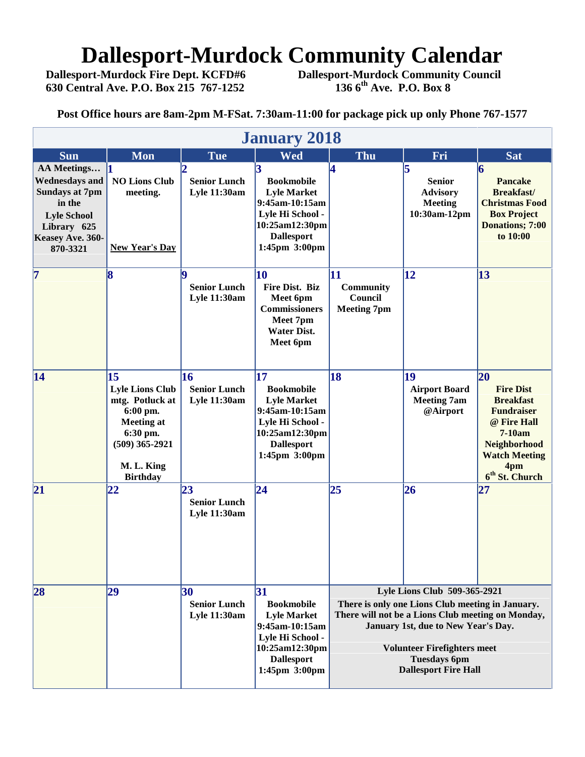# Dallesport-Murdock Community Calendar

**Dallesport-Murdock Fire Dept. KCFD#6**
**630 Central Ave. P.O. Box 215 767-1252**

**Dallesport-Murdock Community Council**
**136 6th Ave. P.O. Box 8**

**Post Office hours are 8am-2pm M-FSat. 7:30am-11:00 for package pick up only Phone 767-1577**

## January 2018

| Sun | Mon | Tue | Wed | Thu | Fri | Sat |
|---|---|---|---|---|---|---|
| AA Meetings… Wednesdays and Sundays at 7pm in the Lyle School Library 625 Keasey Ave. 360-870-3321 | 1 NO Lions Club meeting. New Year's Day | 2 Senior Lunch Lyle 11:30am | 3 Bookmobile Lyle Market 9:45am-10:15am Lyle Hi School - 10:25am12:30pm Dallesport 1:45pm 3:00pm | 4 | 5 Senior Advisory Meeting 10:30am-12pm | 6 Pancake Breakfast/ Christmas Food Box Project Donations; 7:00 to 10:00 |
| 7 | 8 | 9 Senior Lunch Lyle 11:30am | 10 Fire Dist. Biz Meet 6pm Commissioners Meet 7pm Water Dist. Meet 6pm | 11 Community Council Meeting 7pm | 12 | 13 |
| 14 | 15 Lyle Lions Club mtg. Potluck at 6:00 pm. Meeting at 6:30 pm. (509) 365-2921 M. L. King Birthday | 16 Senior Lunch Lyle 11:30am | 17 Bookmobile Lyle Market 9:45am-10:15am Lyle Hi School - 10:25am12:30pm Dallesport 1:45pm 3:00pm | 18 | 19 Airport Board Meeting 7am @Airport | 20 Fire Dist Breakfast Fundraiser @ Fire Hall 7-10am Neighborhood Watch Meeting 4pm 6th St. Church |
| 21 | 22 | 23 Senior Lunch Lyle 11:30am | 24 | 25 | 26 | 27 |
| 28 | 29 | 30 Senior Lunch Lyle 11:30am | 31 Bookmobile Lyle Market 9:45am-10:15am Lyle Hi School - 10:25am12:30pm Dallesport 1:45pm 3:00pm | Lyle Lions Club 509-365-2921 There is only one Lions Club meeting in January. There will not be a Lions Club meeting on Monday, January 1st, due to New Year's Day. Volunteer Firefighters meet Tuesdays 6pm Dallesport Fire Hall | | |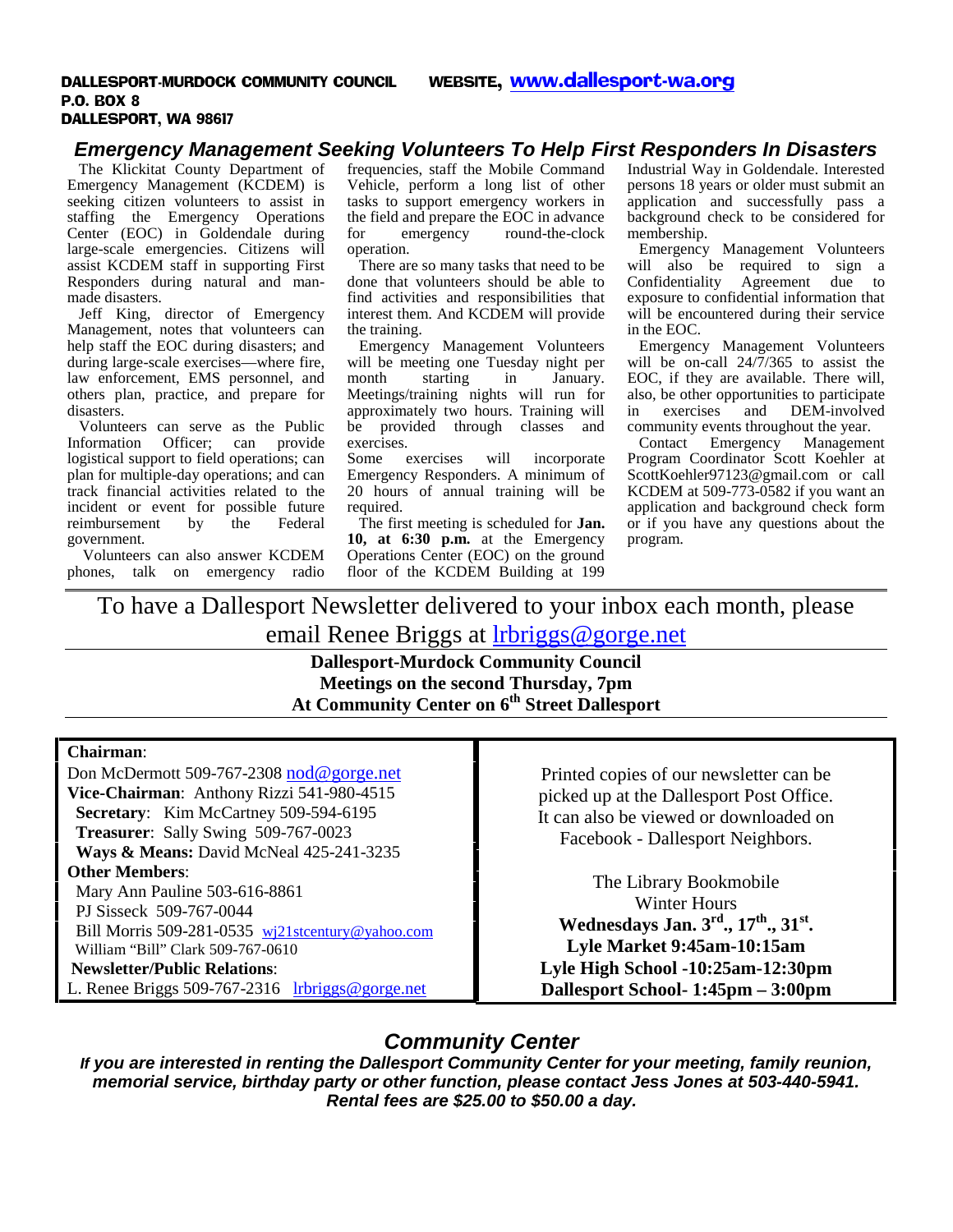**DALLESPORT-MURDOCK COMMUNITY COUNCIL** **WEBSITE, www.dallesport-wa.org**
**P.O. BOX 8**
**DALLESPORT, WA 98617**

## *Emergency Management Seeking Volunteers To Help First Responders In Disasters*

The Klickitat County Department of Emergency Management (KCDEM) is seeking citizen volunteers to assist in staffing the Emergency Operations Center (EOC) in Goldendale during large-scale emergencies. Citizens will assist KCDEM staff in supporting First Responders during natural and man-made disasters.

Jeff King, director of Emergency Management, notes that volunteers can help staff the EOC during disasters; and during large-scale exercises—where fire, law enforcement, EMS personnel, and others plan, practice, and prepare for disasters.

Volunteers can serve as the Public Information Officer; can provide logistical support to field operations; can plan for multiple-day operations; and can track financial activities related to the incident or event for possible future reimbursement by the Federal government.

Volunteers can also answer KCDEM phones, talk on emergency radio frequencies, staff the Mobile Command Vehicle, perform a long list of other tasks to support emergency workers in the field and prepare the EOC in advance for emergency round-the-clock operation.

There are so many tasks that need to be done that volunteers should be able to find activities and responsibilities that interest them. And KCDEM will provide the training.

Emergency Management Volunteers will be meeting one Tuesday night per month starting in January. Meetings/training nights will run for approximately two hours. Training will be provided through classes and exercises.
Some exercises will incorporate Emergency Responders. A minimum of 20 hours of annual training will be required.

The first meeting is scheduled for **Jan. 10, at 6:30 p.m.** at the Emergency Operations Center (EOC) on the ground floor of the KCDEM Building at 199 Industrial Way in Goldendale. Interested persons 18 years or older must submit an application and successfully pass a background check to be considered for membership.

Emergency Management Volunteers will also be required to sign a Confidentiality Agreement due to exposure to confidential information that will be encountered during their service in the EOC.

Emergency Management Volunteers will be on-call 24/7/365 to assist the EOC, if they are available. There will, also, be other opportunities to participate in exercises and DEM-involved community events throughout the year.

Contact Emergency Management Program Coordinator Scott Koehler at ScottKoehler97123@gmail.com or call KCDEM at 509-773-0582 if you want an application and background check form or if you have any questions about the program.

---

To have a Dallesport Newsletter delivered to your inbox each month, please email Renee Briggs at lrbriggs@gorge.net

**Dallesport-Murdock Community Council**
**Meetings on the second Thursday, 7pm**
**At Community Center on 6th Street Dallesport**

**Chairman**:
Don McDermott 509-767-2308 nod@gorge.net
**Vice-Chairman**: Anthony Rizzi 541-980-4515
**Secretary**: Kim McCartney 509-594-6195
**Treasurer**: Sally Swing 509-767-0023
**Ways & Means:** David McNeal 425-241-3235
**Other Members**:
Mary Ann Pauline 503-616-8861
PJ Sisseck 509-767-0044
Bill Morris 509-281-0535 wj21stcentury@yahoo.com
William "Bill" Clark 509-767-0610
**Newsletter/Public Relations**:
L. Renee Briggs 509-767-2316 lrbriggs@gorge.net

Printed copies of our newsletter can be picked up at the Dallesport Post Office. It can also be viewed or downloaded on Facebook - Dallesport Neighbors.

The Library Bookmobile
Winter Hours
**Wednesdays Jan. 3rd., 17th., 31st.**
**Lyle Market 9:45am-10:15am**
**Lyle High School -10:25am-12:30pm**
**Dallesport School- 1:45pm – 3:00pm**

## *Community Center*

***If you are interested in renting the Dallesport Community Center for your meeting, family reunion, memorial service, birthday party or other function, please contact Jess Jones at 503-440-5941. Rental fees are $25.00 to $50.00 a day.***